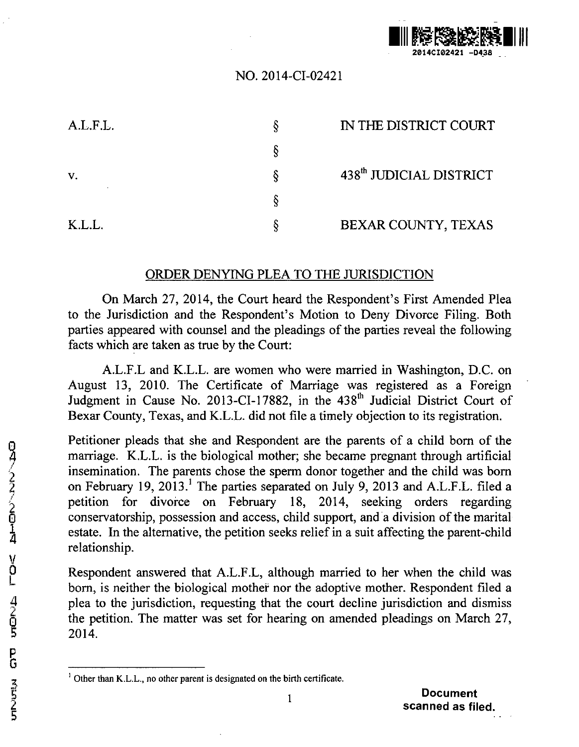NO. 2014-CI-02421

| A.L.F.L. | § | IN THE DISTRICT COURT |
|---|---|---|
| | § | |
| v. | § | 438th JUDICIAL DISTRICT |
| | § | |
| K.L.L. | § | BEXAR COUNTY, TEXAS |

## ORDER DENYING PLEA TO THE JURISDICTION

On March 27, 2014, the Court heard the Respondent's First Amended Plea to the Jurisdiction and the Respondent's Motion to Deny Divorce Filing. Both parties appeared with counsel and the pleadings of the parties reveal the following facts which are taken as true by the Court:

A.L.F.L and K.L.L. are women who were married in Washington, D.C. on August 13, 2010. The Certificate of Marriage was registered as a Foreign Judgment in Cause No. 2013-CI-17882, in the 438th Judicial District Court of Bexar County, Texas, and K.L.L. did not file a timely objection to its registration.

Petitioner pleads that she and Respondent are the parents of a child born of the marriage. K.L.L. is the biological mother; she became pregnant through artificial insemination. The parents chose the sperm donor together and the child was born on February 19, 2013.[1] The parties separated on July 9, 2013 and A.L.F.L. filed a petition for divorce on February 18, 2014, seeking orders regarding conservatorship, possession and access, child support, and a division of the marital estate. In the alternative, the petition seeks relief in a suit affecting the parent-child relationship.

Respondent answered that A.L.F.L, although married to her when the child was born, is neither the biological mother nor the adoptive mother. Respondent filed a plea to the jurisdiction, requesting that the court decline jurisdiction and dismiss the petition. The matter was set for hearing on amended pleadings on March 27, 2014.

[1] Other than K.L.L., no other parent is designated on the birth certificate.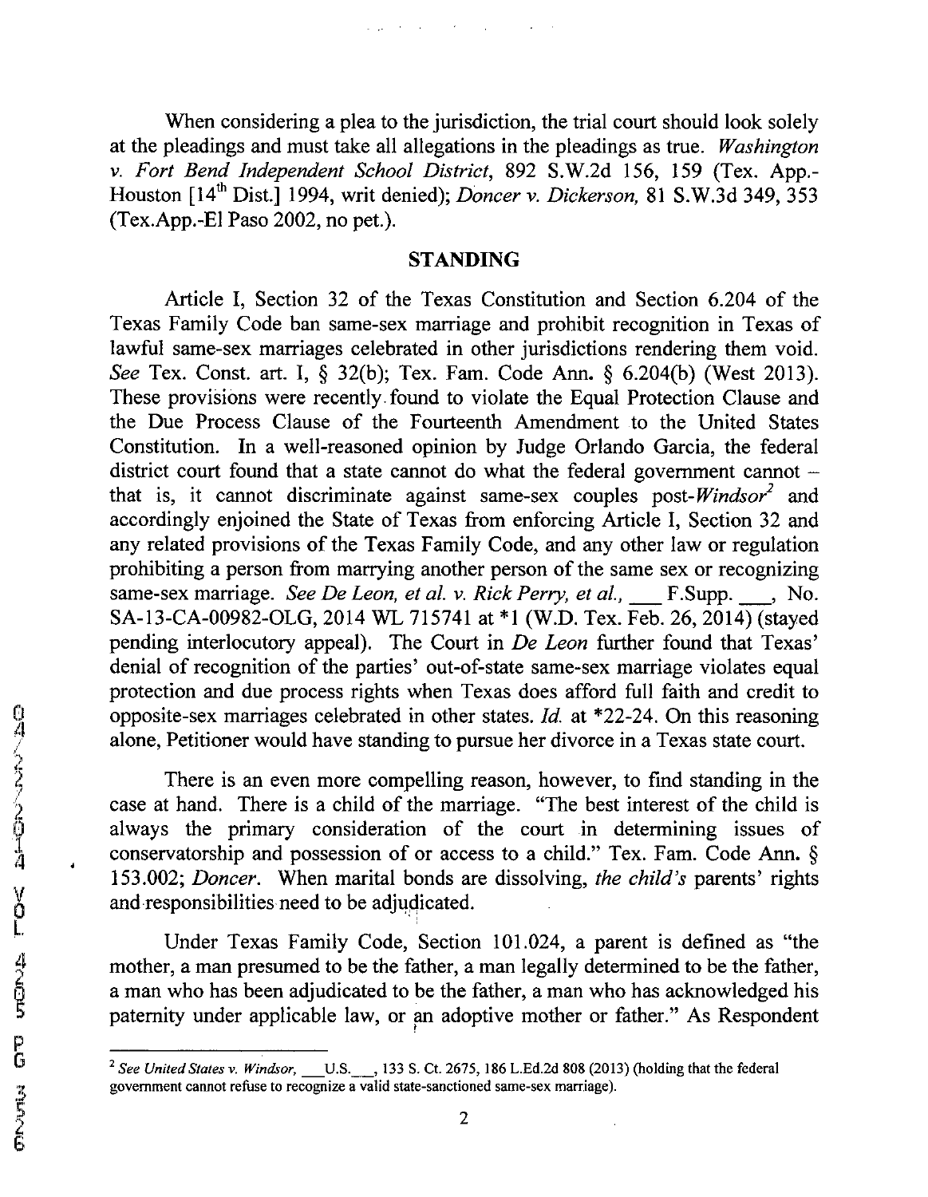When considering a plea to the jurisdiction, the trial court should look solely at the pleadings and must take all allegations in the pleadings as true. *Washington v. Fort Bend Independent School District*, 892 S.W.2d 156, 159 (Tex. App.-Houston [14th Dist.] 1994, writ denied); *Doncer v. Dickerson*, 81 S.W.3d 349, 353 (Tex.App.-El Paso 2002, no pet.).

## STANDING

Article I, Section 32 of the Texas Constitution and Section 6.204 of the Texas Family Code ban same-sex marriage and prohibit recognition in Texas of lawful same-sex marriages celebrated in other jurisdictions rendering them void. *See* Tex. Const. art. I, § 32(b); Tex. Fam. Code Ann. § 6.204(b) (West 2013). These provisions were recently found to violate the Equal Protection Clause and the Due Process Clause of the Fourteenth Amendment to the United States Constitution. In a well-reasoned opinion by Judge Orlando Garcia, the federal district court found that a state cannot do what the federal government cannot – that is, it cannot discriminate against same-sex couples post-*Windsor*[2] and accordingly enjoined the State of Texas from enforcing Article I, Section 32 and any related provisions of the Texas Family Code, and any other law or regulation prohibiting a person from marrying another person of the same sex or recognizing same-sex marriage. *See De Leon, et al. v. Rick Perry, et al.*, ___ F.Supp. ___, No. SA-13-CA-00982-OLG, 2014 WL 715741 at *1 (W.D. Tex. Feb. 26, 2014) (stayed pending interlocutory appeal). The Court in *De Leon* further found that Texas' denial of recognition of the parties' out-of-state same-sex marriage violates equal protection and due process rights when Texas does afford full faith and credit to opposite-sex marriages celebrated in other states. *Id.* at *22-24. On this reasoning alone, Petitioner would have standing to pursue her divorce in a Texas state court.

There is an even more compelling reason, however, to find standing in the case at hand. There is a child of the marriage. "The best interest of the child is always the primary consideration of the court in determining issues of conservatorship and possession of or access to a child." Tex. Fam. Code Ann. § 153.002; *Doncer*. When marital bonds are dissolving, *the child's* parents' rights and responsibilities need to be adjudicated.

Under Texas Family Code, Section 101.024, a parent is defined as "the mother, a man presumed to be the father, a man legally determined to be the father, a man who has been adjudicated to be the father, a man who has acknowledged his paternity under applicable law, or an adoptive mother or father." As Respondent

[2] *See United States v. Windsor*, ___U.S.___, 133 S. Ct. 2675, 186 L.Ed.2d 808 (2013) (holding that the federal government cannot refuse to recognize a valid state-sanctioned same-sex marriage).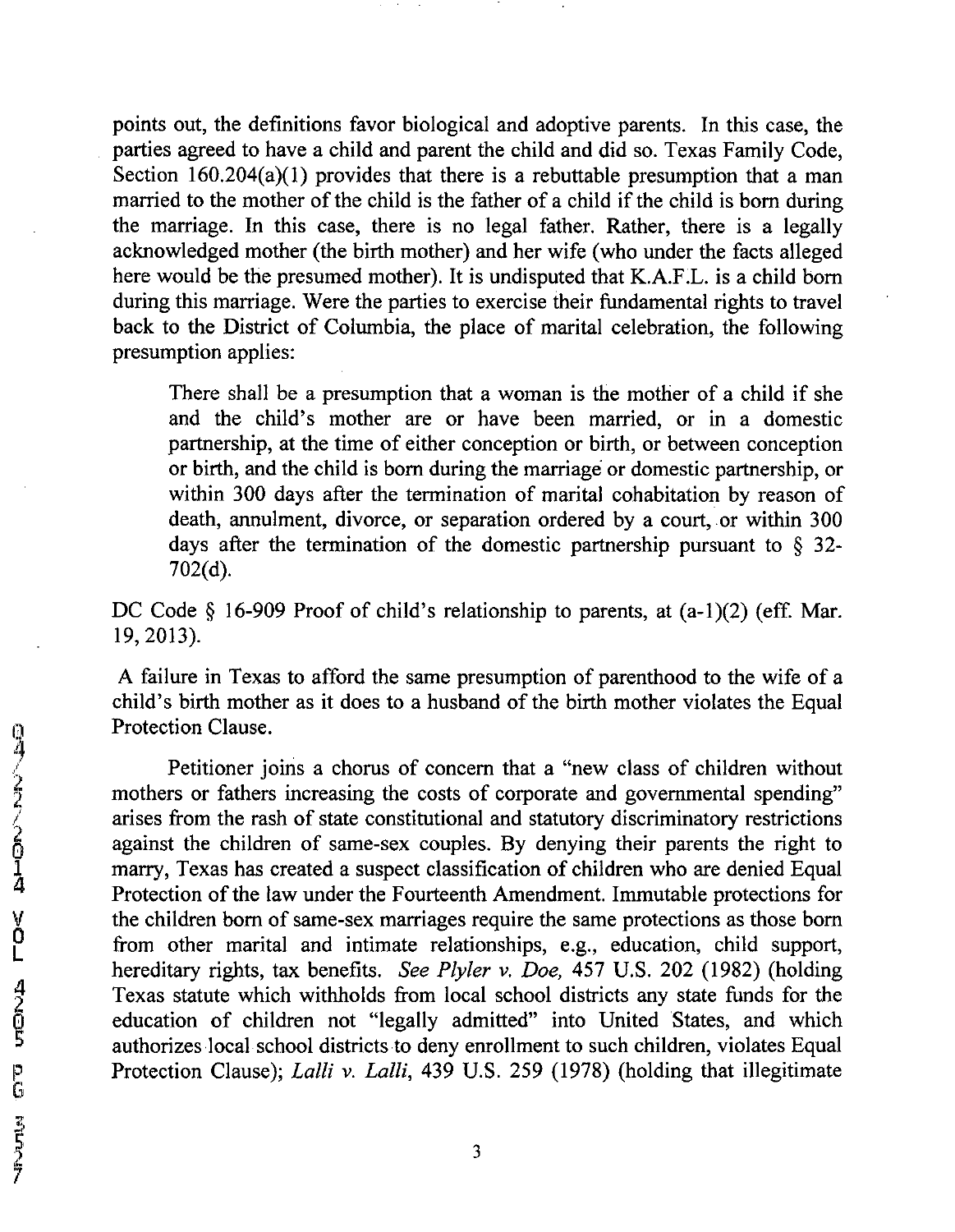points out, the definitions favor biological and adoptive parents. In this case, the parties agreed to have a child and parent the child and did so. Texas Family Code, Section 160.204(a)(1) provides that there is a rebuttable presumption that a man married to the mother of the child is the father of a child if the child is born during the marriage. In this case, there is no legal father. Rather, there is a legally acknowledged mother (the birth mother) and her wife (who under the facts alleged here would be the presumed mother). It is undisputed that K.A.F.L. is a child born during this marriage. Were the parties to exercise their fundamental rights to travel back to the District of Columbia, the place of marital celebration, the following presumption applies:

> There shall be a presumption that a woman is the mother of a child if she and the child's mother are or have been married, or in a domestic partnership, at the time of either conception or birth, or between conception or birth, and the child is born during the marriage or domestic partnership, or within 300 days after the termination of marital cohabitation by reason of death, annulment, divorce, or separation ordered by a court, or within 300 days after the termination of the domestic partnership pursuant to § 32-702(d).

DC Code § 16-909 Proof of child's relationship to parents, at (a-1)(2) (eff. Mar. 19, 2013).

A failure in Texas to afford the same presumption of parenthood to the wife of a child's birth mother as it does to a husband of the birth mother violates the Equal Protection Clause.

Petitioner joins a chorus of concern that a "new class of children without mothers or fathers increasing the costs of corporate and governmental spending" arises from the rash of state constitutional and statutory discriminatory restrictions against the children of same-sex couples. By denying their parents the right to marry, Texas has created a suspect classification of children who are denied Equal Protection of the law under the Fourteenth Amendment. Immutable protections for the children born of same-sex marriages require the same protections as those born from other marital and intimate relationships, e.g., education, child support, hereditary rights, tax benefits. *See Plyler v. Doe,* 457 U.S. 202 (1982) (holding Texas statute which withholds from local school districts any state funds for the education of children not "legally admitted" into United States, and which authorizes local school districts to deny enrollment to such children, violates Equal Protection Clause); *Lalli v. Lalli*, 439 U.S. 259 (1978) (holding that illegitimate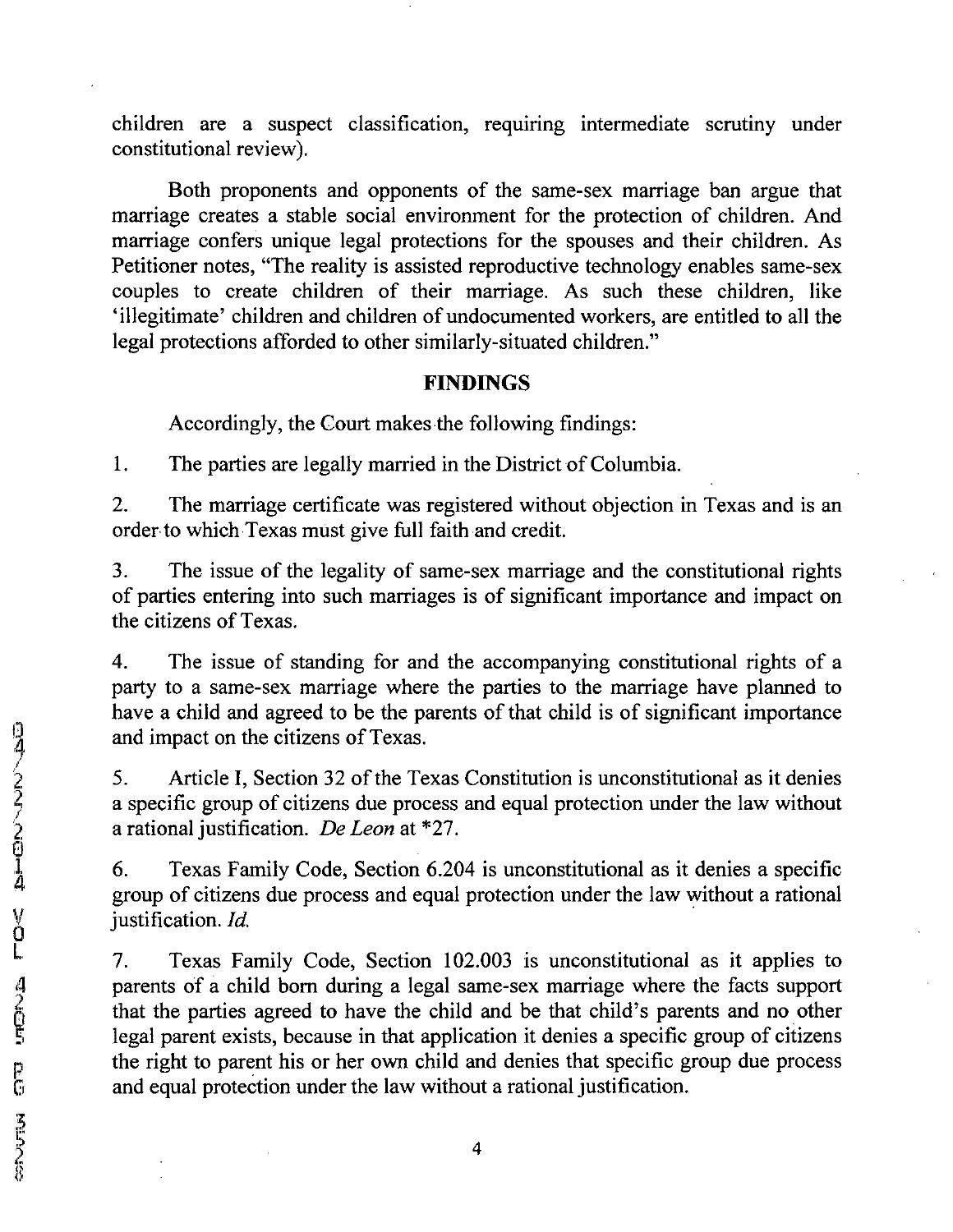children are a suspect classification, requiring intermediate scrutiny under constitutional review).

Both proponents and opponents of the same-sex marriage ban argue that marriage creates a stable social environment for the protection of children. And marriage confers unique legal protections for the spouses and their children. As Petitioner notes, "The reality is assisted reproductive technology enables same-sex couples to create children of their marriage. As such these children, like 'illegitimate' children and children of undocumented workers, are entitled to all the legal protections afforded to other similarly-situated children."

## FINDINGS

Accordingly, the Court makes the following findings:

1. The parties are legally married in the District of Columbia.

2. The marriage certificate was registered without objection in Texas and is an order to which Texas must give full faith and credit.

3. The issue of the legality of same-sex marriage and the constitutional rights of parties entering into such marriages is of significant importance and impact on the citizens of Texas.

4. The issue of standing for and the accompanying constitutional rights of a party to a same-sex marriage where the parties to the marriage have planned to have a child and agreed to be the parents of that child is of significant importance and impact on the citizens of Texas.

5. Article I, Section 32 of the Texas Constitution is unconstitutional as it denies a specific group of citizens due process and equal protection under the law without a rational justification. *De Leon* at *27.

6. Texas Family Code, Section 6.204 is unconstitutional as it denies a specific group of citizens due process and equal protection under the law without a rational justification. *Id.*

7. Texas Family Code, Section 102.003 is unconstitutional as it applies to parents of a child born during a legal same-sex marriage where the facts support that the parties agreed to have the child and be that child's parents and no other legal parent exists, because in that application it denies a specific group of citizens the right to parent his or her own child and denies that specific group due process and equal protection under the law without a rational justification.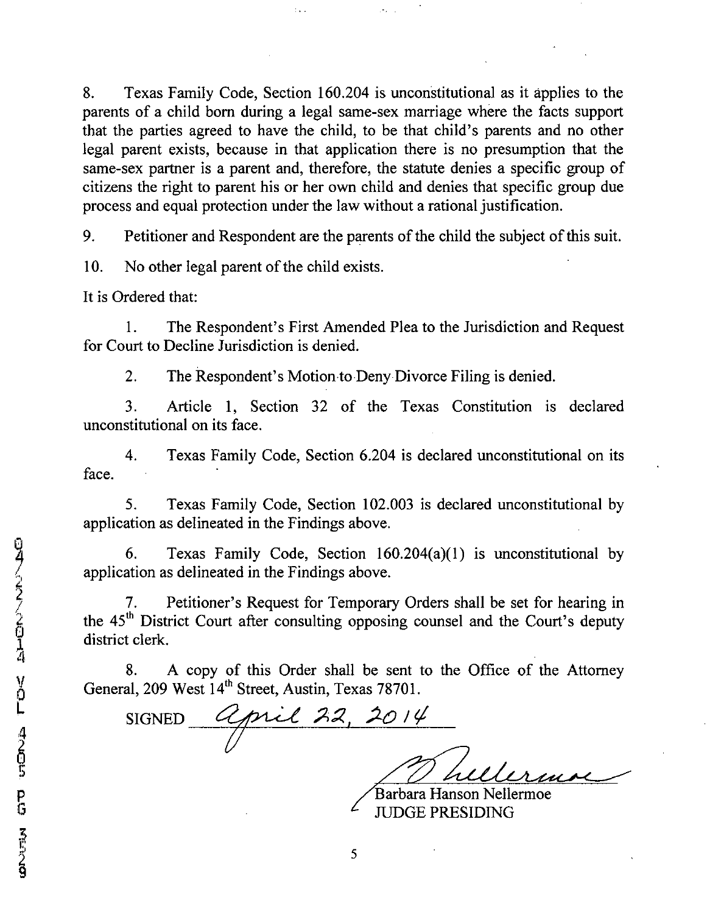8. Texas Family Code, Section 160.204 is unconstitutional as it applies to the parents of a child born during a legal same-sex marriage where the facts support that the parties agreed to have the child, to be that child's parents and no other legal parent exists, because in that application there is no presumption that the same-sex partner is a parent and, therefore, the statute denies a specific group of citizens the right to parent his or her own child and denies that specific group due process and equal protection under the law without a rational justification.

9. Petitioner and Respondent are the parents of the child the subject of this suit.

10. No other legal parent of the child exists.

It is Ordered that:

1. The Respondent's First Amended Plea to the Jurisdiction and Request for Court to Decline Jurisdiction is denied.

2. The Respondent's Motion to Deny Divorce Filing is denied.

3. Article 1, Section 32 of the Texas Constitution is declared unconstitutional on its face.

4. Texas Family Code, Section 6.204 is declared unconstitutional on its face.

5. Texas Family Code, Section 102.003 is declared unconstitutional by application as delineated in the Findings above.

6. Texas Family Code, Section 160.204(a)(1) is unconstitutional by application as delineated in the Findings above.

7. Petitioner's Request for Temporary Orders shall be set for hearing in the 45th District Court after consulting opposing counsel and the Court's deputy district clerk.

8. A copy of this Order shall be sent to the Office of the Attorney General, 209 West 14th Street, Austin, Texas 78701.

SIGNED April 22, 2014

Barbara Hanson Nellermoe
JUDGE PRESIDING

04/22/2014 VOL 4205 PG 3529